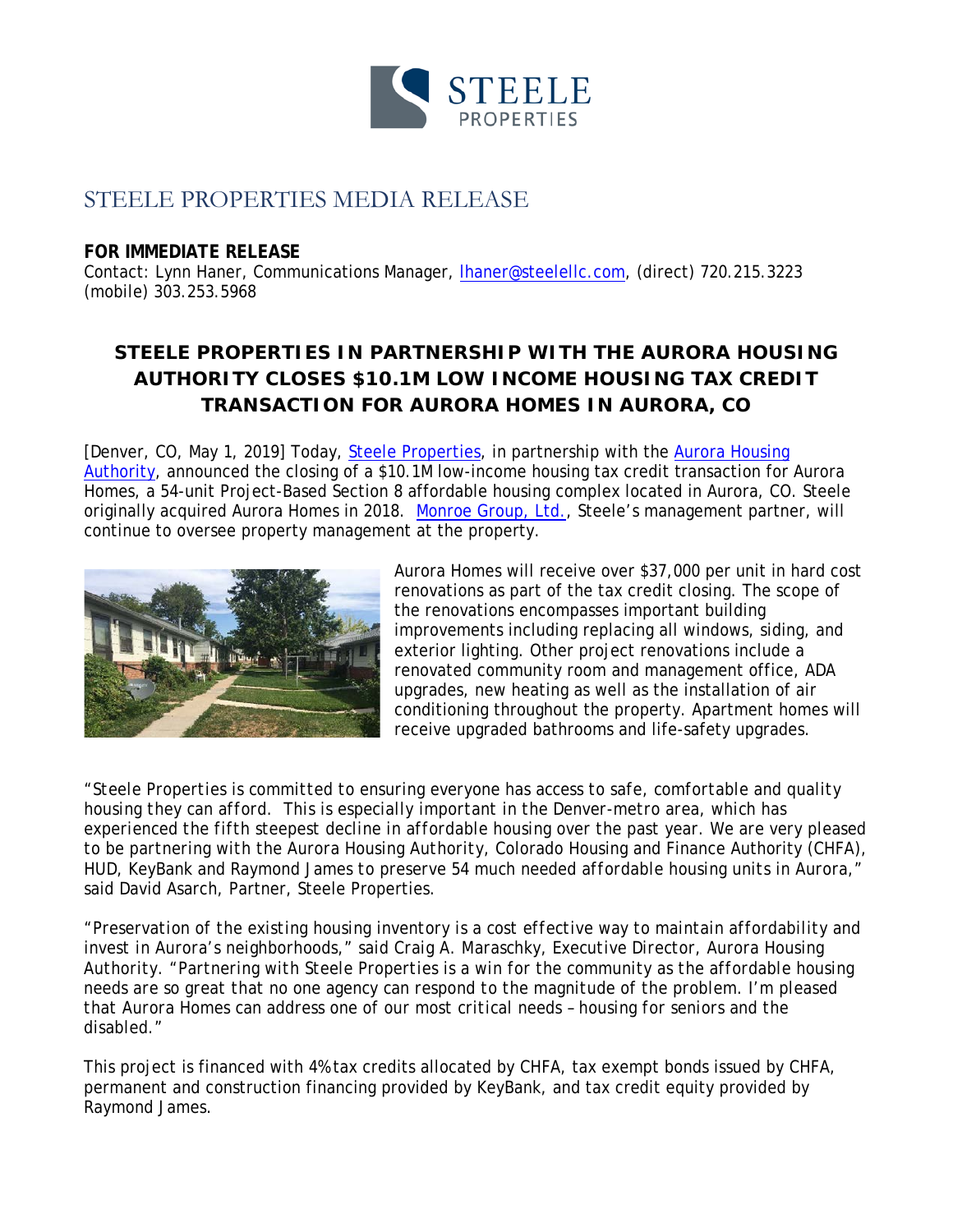# STEELE PROPERTIES MEDIA RELEASE

**FOR IMMEDIATE RELEASE**
Contact: Lynn Haner, Communications Manager, lhaner@steelellc.com, (direct) 720.215.3223 (mobile) 303.253.5968

## STEELE PROPERTIES IN PARTNERSHIP WITH THE AURORA HOUSING AUTHORITY CLOSES $10.1M LOW INCOME HOUSING TAX CREDIT TRANSACTION FOR AURORA HOMES IN AURORA, CO

[Denver, CO, May 1, 2019] Today, Steele Properties, in partnership with the Aurora Housing Authority, announced the closing of a $10.1M low-income housing tax credit transaction for Aurora Homes, a 54-unit Project-Based Section 8 affordable housing complex located in Aurora, CO. Steele originally acquired Aurora Homes in 2018. Monroe Group, Ltd., Steele's management partner, will continue to oversee property management at the property.

Aurora Homes will receive over $37,000 per unit in hard cost renovations as part of the tax credit closing. The scope of the renovations encompasses important building improvements including replacing all windows, siding, and exterior lighting. Other project renovations include a renovated community room and management office, ADA upgrades, new heating as well as the installation of air conditioning throughout the property. Apartment homes will receive upgraded bathrooms and life-safety upgrades.

"Steele Properties is committed to ensuring everyone has access to safe, comfortable and quality housing they can afford. This is especially important in the Denver-metro area, which has experienced the fifth steepest decline in affordable housing over the past year. We are very pleased to be partnering with the Aurora Housing Authority, Colorado Housing and Finance Authority (CHFA), HUD, KeyBank and Raymond James to preserve 54 much needed affordable housing units in Aurora," said David Asarch, Partner, Steele Properties.

"Preservation of the existing housing inventory is a cost effective way to maintain affordability and invest in Aurora's neighborhoods," said Craig A. Maraschky, Executive Director, Aurora Housing Authority. "Partnering with Steele Properties is a win for the community as the affordable housing needs are so great that no one agency can respond to the magnitude of the problem. I'm pleased that Aurora Homes can address one of our most critical needs – housing for seniors and the disabled."

This project is financed with 4% tax credits allocated by CHFA, tax exempt bonds issued by CHFA, permanent and construction financing provided by KeyBank, and tax credit equity provided by Raymond James.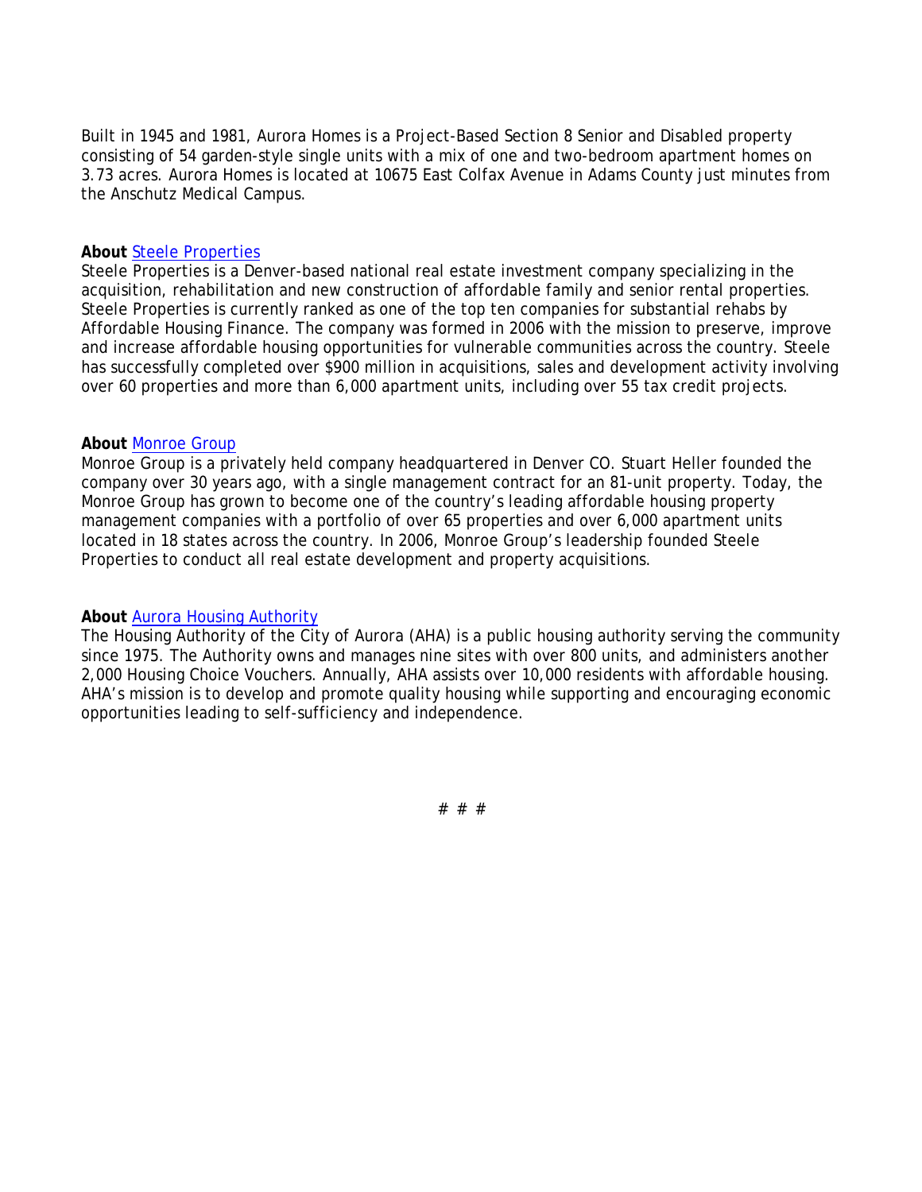Built in 1945 and 1981, Aurora Homes is a Project-Based Section 8 Senior and Disabled property consisting of 54 garden-style single units with a mix of one and two-bedroom apartment homes on 3.73 acres. Aurora Homes is located at 10675 East Colfax Avenue in Adams County just minutes from the Anschutz Medical Campus.

**About** Steele Properties
Steele Properties is a Denver-based national real estate investment company specializing in the acquisition, rehabilitation and new construction of affordable family and senior rental properties. Steele Properties is currently ranked as one of the top ten companies for substantial rehabs by Affordable Housing Finance. The company was formed in 2006 with the mission to preserve, improve and increase affordable housing opportunities for vulnerable communities across the country. Steele has successfully completed over $900 million in acquisitions, sales and development activity involving over 60 properties and more than 6,000 apartment units, including over 55 tax credit projects.

**About** Monroe Group
Monroe Group is a privately held company headquartered in Denver CO. Stuart Heller founded the company over 30 years ago, with a single management contract for an 81-unit property. Today, the Monroe Group has grown to become one of the country's leading affordable housing property management companies with a portfolio of over 65 properties and over 6,000 apartment units located in 18 states across the country. In 2006, Monroe Group's leadership founded Steele Properties to conduct all real estate development and property acquisitions.

**About** Aurora Housing Authority
The Housing Authority of the City of Aurora (AHA) is a public housing authority serving the community since 1975. The Authority owns and manages nine sites with over 800 units, and administers another 2,000 Housing Choice Vouchers. Annually, AHA assists over 10,000 residents with affordable housing. AHA's mission is to develop and promote quality housing while supporting and encouraging economic opportunities leading to self-sufficiency and independence.

# # #